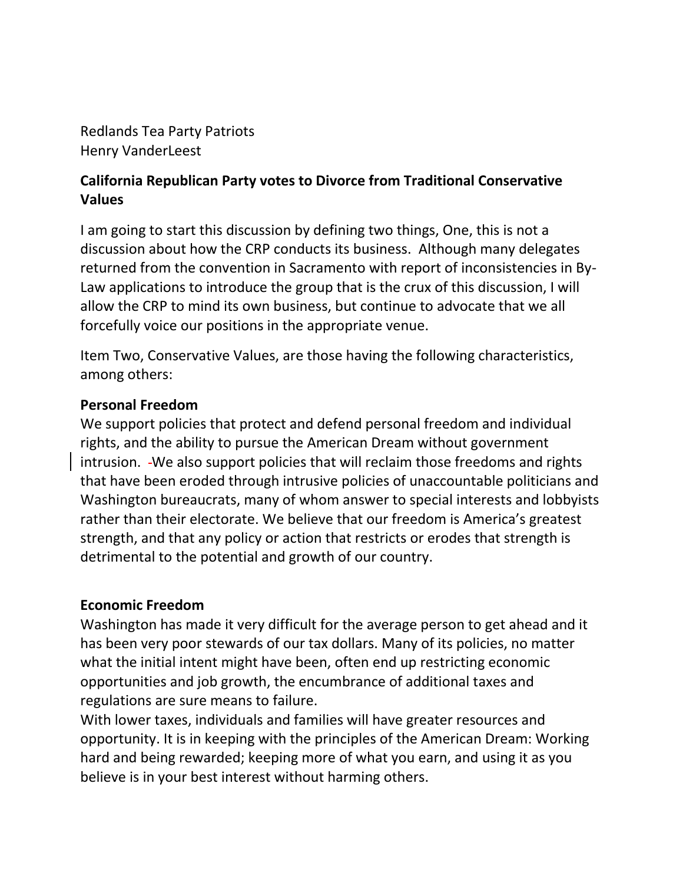Redlands Tea Party Patriots
Henry VanderLeest

**California Republican Party votes to Divorce from Traditional Conservative Values**

I am going to start this discussion by defining two things, One, this is not a discussion about how the CRP conducts its business. Although many delegates returned from the convention in Sacramento with report of inconsistencies in By-Law applications to introduce the group that is the crux of this discussion, I will allow the CRP to mind its own business, but continue to advocate that we all forcefully voice our positions in the appropriate venue.

Item Two, Conservative Values, are those having the following characteristics, among others:

**Personal Freedom**
We support policies that protect and defend personal freedom and individual rights, and the ability to pursue the American Dream without government intrusion. We also support policies that will reclaim those freedoms and rights that have been eroded through intrusive policies of unaccountable politicians and Washington bureaucrats, many of whom answer to special interests and lobbyists rather than their electorate. We believe that our freedom is America's greatest strength, and that any policy or action that restricts or erodes that strength is detrimental to the potential and growth of our country.

**Economic Freedom**
Washington has made it very difficult for the average person to get ahead and it has been very poor stewards of our tax dollars. Many of its policies, no matter what the initial intent might have been, often end up restricting economic opportunities and job growth, the encumbrance of additional taxes and regulations are sure means to failure.
With lower taxes, individuals and families will have greater resources and opportunity. It is in keeping with the principles of the American Dream: Working hard and being rewarded; keeping more of what you earn, and using it as you believe is in your best interest without harming others.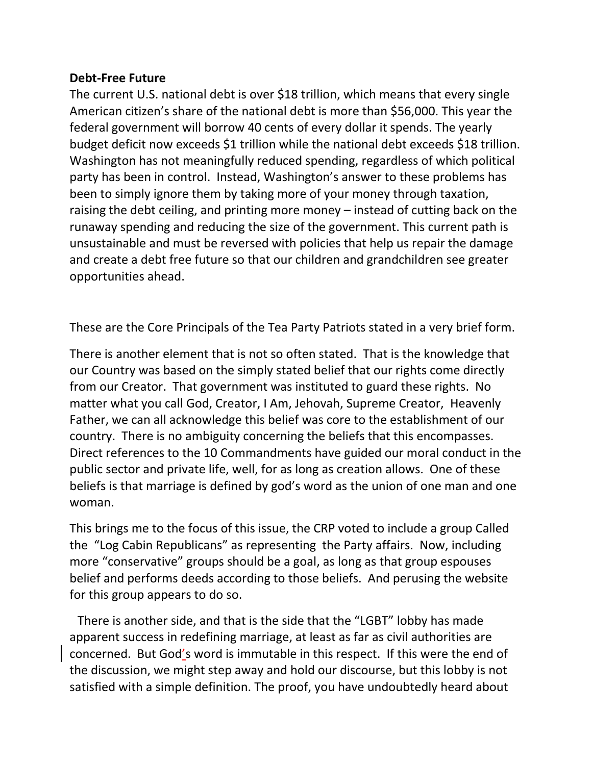**Debt-Free Future**

The current U.S. national debt is over $18 trillion, which means that every single American citizen's share of the national debt is more than $56,000. This year the federal government will borrow 40 cents of every dollar it spends. The yearly budget deficit now exceeds $1 trillion while the national debt exceeds $18 trillion. Washington has not meaningfully reduced spending, regardless of which political party has been in control. Instead, Washington's answer to these problems has been to simply ignore them by taking more of your money through taxation, raising the debt ceiling, and printing more money – instead of cutting back on the runaway spending and reducing the size of the government. This current path is unsustainable and must be reversed with policies that help us repair the damage and create a debt free future so that our children and grandchildren see greater opportunities ahead.

These are the Core Principals of the Tea Party Patriots stated in a very brief form.

There is another element that is not so often stated. That is the knowledge that our Country was based on the simply stated belief that our rights come directly from our Creator. That government was instituted to guard these rights. No matter what you call God, Creator, I Am, Jehovah, Supreme Creator, Heavenly Father, we can all acknowledge this belief was core to the establishment of our country. There is no ambiguity concerning the beliefs that this encompasses. Direct references to the 10 Commandments have guided our moral conduct in the public sector and private life, well, for as long as creation allows. One of these beliefs is that marriage is defined by god's word as the union of one man and one woman.

This brings me to the focus of this issue, the CRP voted to include a group Called the "Log Cabin Republicans" as representing the Party affairs. Now, including more "conservative" groups should be a goal, as long as that group espouses belief and performs deeds according to those beliefs. And perusing the website for this group appears to do so.

There is another side, and that is the side that the "LGBT" lobby has made apparent success in redefining marriage, at least as far as civil authorities are concerned. But God's word is immutable in this respect. If this were the end of the discussion, we might step away and hold our discourse, but this lobby is not satisfied with a simple definition. The proof, you have undoubtedly heard about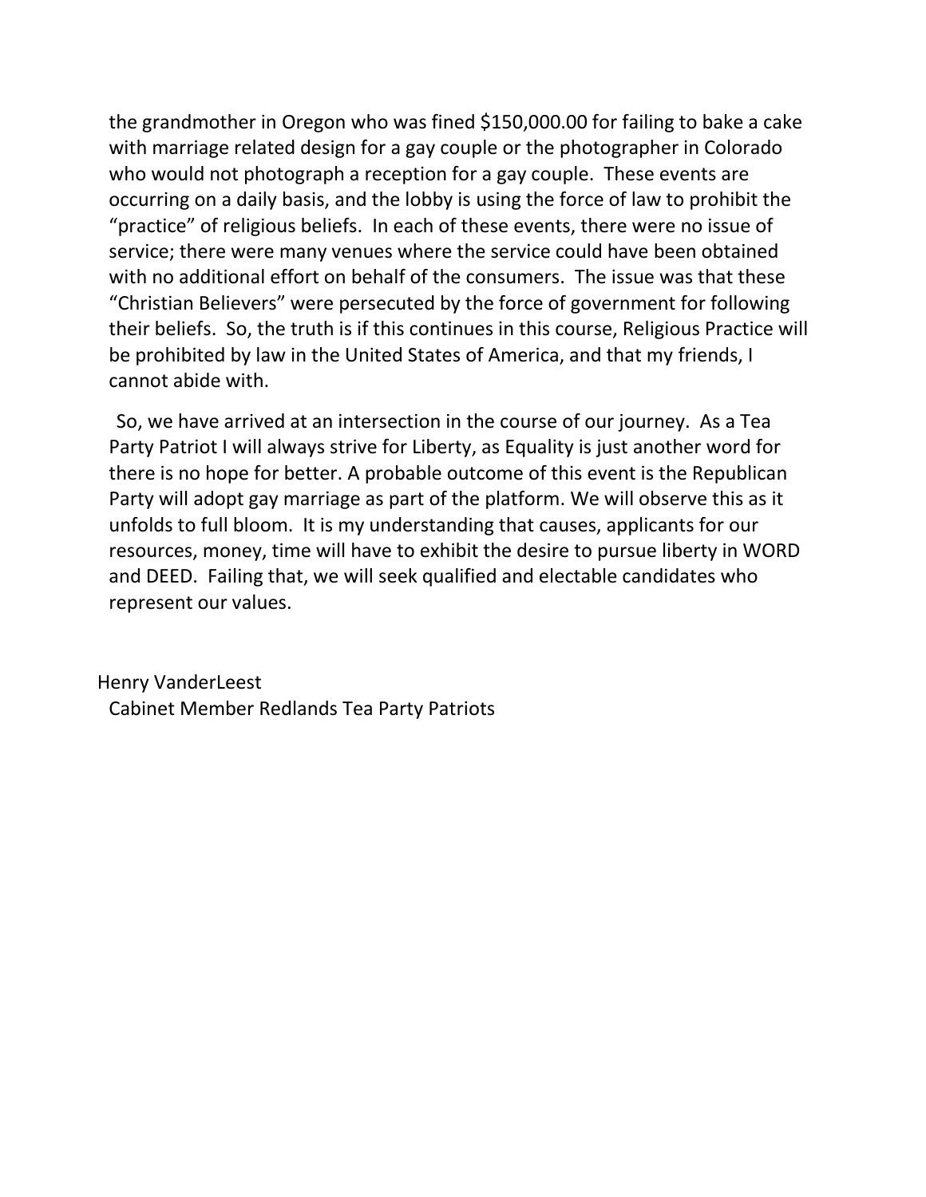the grandmother in Oregon who was fined $150,000.00 for failing to bake a cake with marriage related design for a gay couple or the photographer in Colorado who would not photograph a reception for a gay couple. These events are occurring on a daily basis, and the lobby is using the force of law to prohibit the "practice" of religious beliefs. In each of these events, there were no issue of service; there were many venues where the service could have been obtained with no additional effort on behalf of the consumers. The issue was that these "Christian Believers" were persecuted by the force of government for following their beliefs. So, the truth is if this continues in this course, Religious Practice will be prohibited by law in the United States of America, and that my friends, I cannot abide with.

So, we have arrived at an intersection in the course of our journey. As a Tea Party Patriot I will always strive for Liberty, as Equality is just another word for there is no hope for better. A probable outcome of this event is the Republican Party will adopt gay marriage as part of the platform. We will observe this as it unfolds to full bloom. It is my understanding that causes, applicants for our resources, money, time will have to exhibit the desire to pursue liberty in WORD and DEED. Failing that, we will seek qualified and electable candidates who represent our values.

Henry VanderLeest
Cabinet Member Redlands Tea Party Patriots